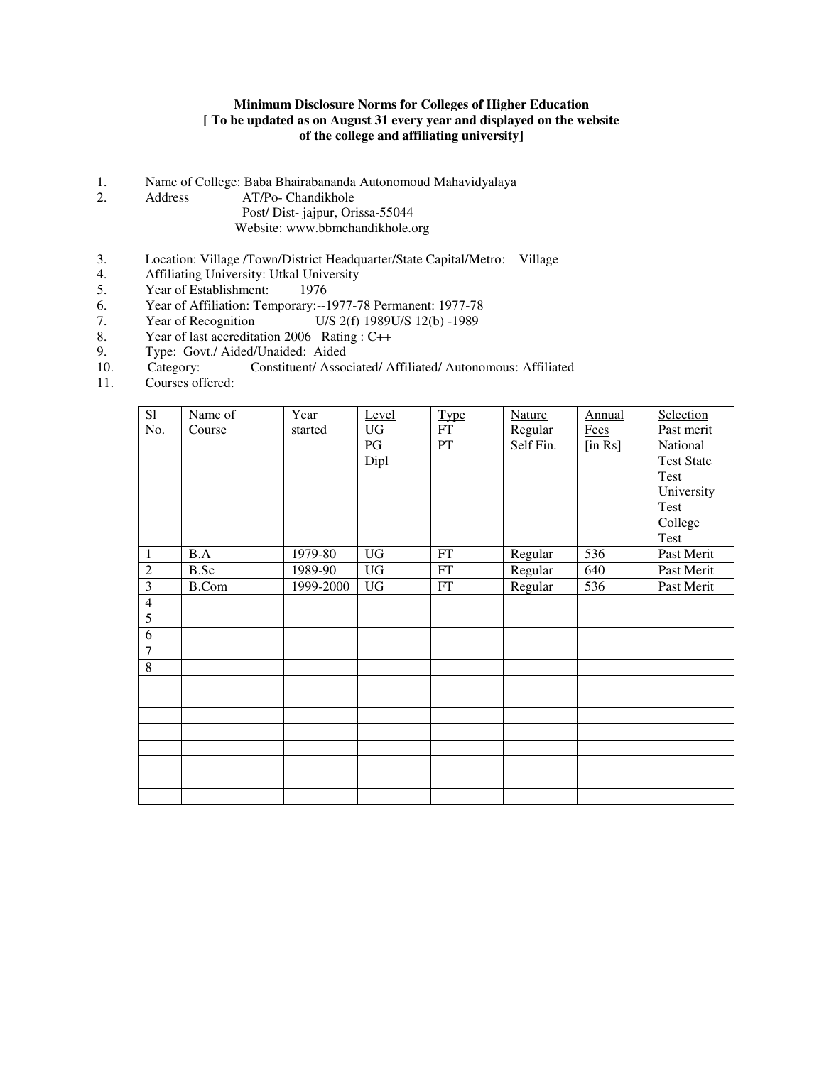**Minimum Disclosure Norms for Colleges of Higher Education**
**[ To be updated as on August 31 every year and displayed on the website of the college and affiliating university]**

1. Name of College: Baba Bhairabananda Autonomoud Mahavidyalaya
2. Address AT/Po- Chandikhole
   Post/ Dist- jajpur, Orissa-55044
   Website: www.bbmchandikhole.org
3. Location: Village /Town/District Headquarter/State Capital/Metro: Village
4. Affiliating University: Utkal University
5. Year of Establishment: 1976
6. Year of Affiliation: Temporary:--1977-78 Permanent: 1977-78
7. Year of Recognition U/S 2(f) 1989U/S 12(b) -1989
8. Year of last accreditation 2006 Rating : C++
9. Type: Govt./ Aided/Unaided: Aided
10. Category: Constituent/ Associated/ Affiliated/ Autonomous: Affiliated
11. Courses offered:

| Sl No. | Name of Course | Year started | Level UG PG Dipl | Type FT PT | Nature Regular Self Fin. | Annual Fees [in Rs] | Selection Past merit National Test State Test University Test College Test |
|---|---|---|---|---|---|---|---|
| 1 | B.A | 1979-80 | UG | FT | Regular | 536 | Past Merit |
| 2 | B.Sc | 1989-90 | UG | FT | Regular | 640 | Past Merit |
| 3 | B.Com | 1999-2000 | UG | FT | Regular | 536 | Past Merit |
| 4 | | | | | | | |
| 5 | | | | | | | |
| 6 | | | | | | | |
| 7 | | | | | | | |
| 8 | | | | | | | |
| | | | | | | | |
| | | | | | | | |
| | | | | | | | |
| | | | | | | | |
| | | | | | | | |
| | | | | | | | |
| | | | | | | | |
| | | | | | | | |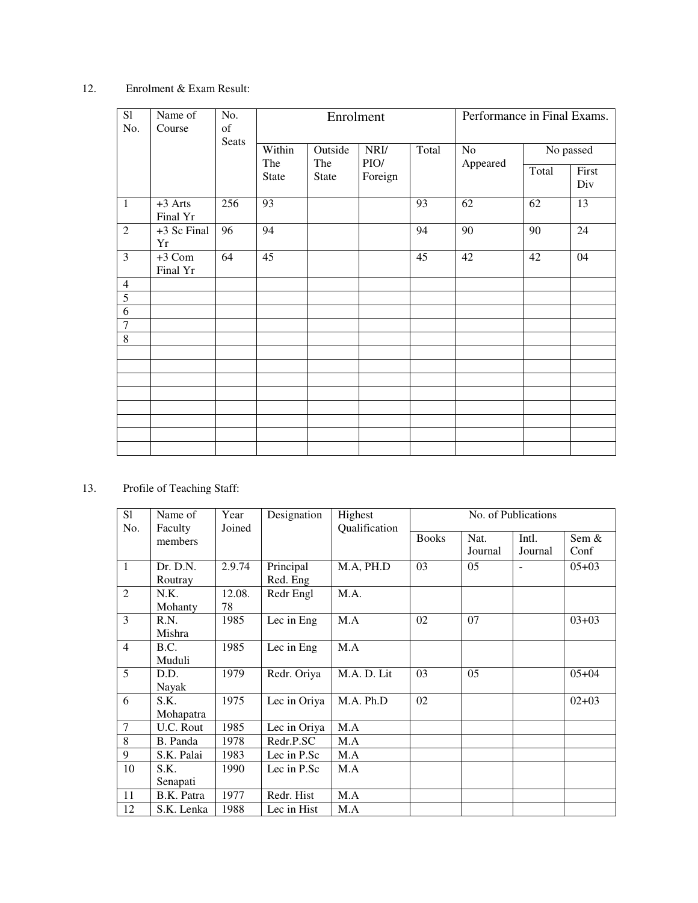12. Enrolment & Exam Result:

| Sl No. | Name of Course | No. of Seats | Enrolment | | | | Performance in Final Exams. | | |
|---|---|---|---|---|---|---|---|---|---|
| | | | Within The State | Outside The State | NRI/ PIO/ Foreign | Total | No Appeared | No passed | |
| | | | | | | | | Total | First Div |
| 1 | +3 Arts Final Yr | 256 | 93 | | | 93 | 62 | 62 | 13 |
| 2 | +3 Sc Final Yr | 96 | 94 | | | 94 | 90 | 90 | 24 |
| 3 | +3 Com Final Yr | 64 | 45 | | | 45 | 42 | 42 | 04 |
| 4 | | | | | | | | | |
| 5 | | | | | | | | | |
| 6 | | | | | | | | | |
| 7 | | | | | | | | | |
| 8 | | | | | | | | | |
| | | | | | | | | | |
| | | | | | | | | | |
| | | | | | | | | | |
| | | | | | | | | | |
| | | | | | | | | | |
| | | | | | | | | | |
| | | | | | | | | | |
| | | | | | | | | | |

13. Profile of Teaching Staff:

| Sl No. | Name of Faculty members | Year Joined | Designation | Highest Qualification | No. of Publications | | | |
|---|---|---|---|---|---|---|---|---|
| | | | | | Books | Nat. Journal | Intl. Journal | Sem & Conf |
| 1 | Dr. D.N. Routray | 2.9.74 | Principal Red. Eng | M.A, PH.D | 03 | 05 | - | 05+03 |
| 2 | N.K. Mohanty | 12.08.78 | Redr Engl | M.A. | | | | |
| 3 | R.N. Mishra | 1985 | Lec in Eng | M.A | 02 | 07 | | 03+03 |
| 4 | B.C. Muduli | 1985 | Lec in Eng | M.A | | | | |
| 5 | D.D. Nayak | 1979 | Redr. Oriya | M.A. D. Lit | 03 | 05 | | 05+04 |
| 6 | S.K. Mohapatra | 1975 | Lec in Oriya | M.A. Ph.D | 02 | | | 02+03 |
| 7 | U.C. Rout | 1985 | Lec in Oriya | M.A | | | | |
| 8 | B. Panda | 1978 | Redr.P.SC | M.A | | | | |
| 9 | S.K. Palai | 1983 | Lec in P.Sc | M.A | | | | |
| 10 | S.K. Senapati | 1990 | Lec in P.Sc | M.A | | | | |
| 11 | B.K. Patra | 1977 | Redr. Hist | M.A | | | | |
| 12 | S.K. Lenka | 1988 | Lec in Hist | M.A | | | | |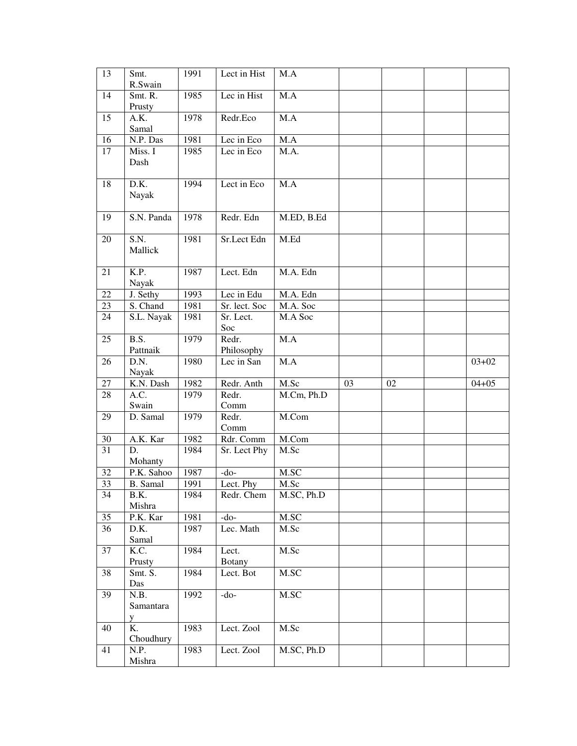| 13 | Smt. R.Swain | 1991 | Lect in Hist | M.A | | | | |
|---|---|---|---|---|---|---|---|---|
| 14 | Smt. R. Prusty | 1985 | Lec in Hist | M.A | | | | |
| 15 | A.K. Samal | 1978 | Redr.Eco | M.A | | | | |
| 16 | N.P. Das | 1981 | Lec in Eco | M.A | | | | |
| 17 | Miss. I Dash | 1985 | Lec in Eco | M.A. | | | | |
| 18 | D.K. Nayak | 1994 | Lect in Eco | M.A | | | | |
| 19 | S.N. Panda | 1978 | Redr. Edn | M.ED, B.Ed | | | | |
| 20 | S.N. Mallick | 1981 | Sr.Lect Edn | M.Ed | | | | |
| 21 | K.P. Nayak | 1987 | Lect. Edn | M.A. Edn | | | | |
| 22 | J. Sethy | 1993 | Lec in Edu | M.A. Edn | | | | |
| 23 | S. Chand | 1981 | Sr. lect. Soc | M.A. Soc | | | | |
| 24 | S.L. Nayak | 1981 | Sr. Lect. Soc | M.A Soc | | | | |
| 25 | B.S. Pattnaik | 1979 | Redr. Philosophy | M.A | | | | |
| 26 | D.N. Nayak | 1980 | Lec in San | M.A | | | | 03+02 |
| 27 | K.N. Dash | 1982 | Redr. Anth | M.Sc | 03 | 02 | | 04+05 |
| 28 | A.C. Swain | 1979 | Redr. Comm | M.Cm, Ph.D | | | | |
| 29 | D. Samal | 1979 | Redr. Comm | M.Com | | | | |
| 30 | A.K. Kar | 1982 | Rdr. Comm | M.Com | | | | |
| 31 | D. Mohanty | 1984 | Sr. Lect Phy | M.Sc | | | | |
| 32 | P.K. Sahoo | 1987 | -do- | M.SC | | | | |
| 33 | B. Samal | 1991 | Lect. Phy | M.Sc | | | | |
| 34 | B.K. Mishra | 1984 | Redr. Chem | M.SC, Ph.D | | | | |
| 35 | P.K. Kar | 1981 | -do- | M.SC | | | | |
| 36 | D.K. Samal | 1987 | Lec. Math | M.Sc | | | | |
| 37 | K.C. Prusty | 1984 | Lect. Botany | M.Sc | | | | |
| 38 | Smt. S. Das | 1984 | Lect. Bot | M.SC | | | | |
| 39 | N.B. Samantaray | 1992 | -do- | M.SC | | | | |
| 40 | K. Choudhury | 1983 | Lect. Zool | M.Sc | | | | |
| 41 | N.P. Mishra | 1983 | Lect. Zool | M.SC, Ph.D | | | | |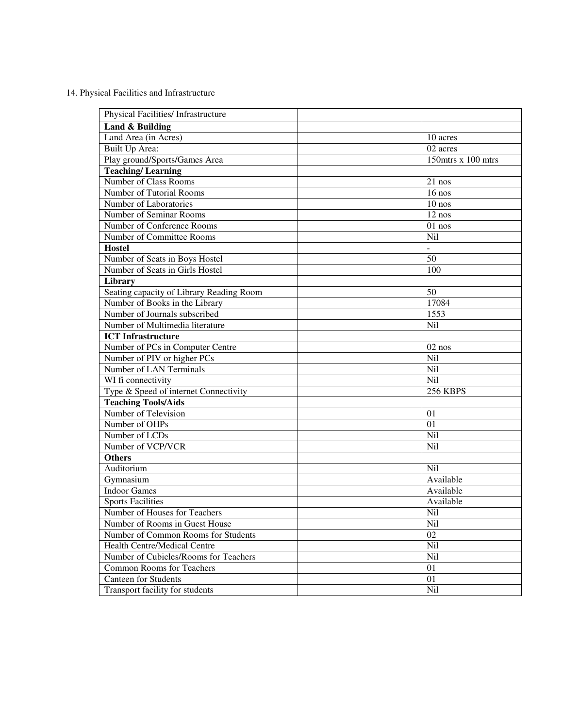14. Physical Facilities and Infrastructure

| Physical Facilities/ Infrastructure | | |
|---|---|---|
| **Land & Building** | | |
| Land Area (in Acres) | | 10 acres |
| Built Up Area: | | 02 acres |
| Play ground/Sports/Games Area | | 150mtrs x 100 mtrs |
| **Teaching/ Learning** | | |
| Number of Class Rooms | | 21 nos |
| Number of Tutorial Rooms | | 16 nos |
| Number of Laboratories | | 10 nos |
| Number of Seminar Rooms | | 12 nos |
| Number of Conference Rooms | | 01 nos |
| Number of Committee Rooms | | Nil |
| **Hostel** | | - |
| Number of Seats in Boys Hostel | | 50 |
| Number of Seats in Girls Hostel | | 100 |
| **Library** | | |
| Seating capacity of Library Reading Room | | 50 |
| Number of Books in the Library | | 17084 |
| Number of Journals subscribed | | 1553 |
| Number of Multimedia literature | | Nil |
| **ICT Infrastructure** | | |
| Number of PCs in Computer Centre | | 02 nos |
| Number of PIV or higher PCs | | Nil |
| Number of LAN Terminals | | Nil |
| WI fi connectivity | | Nil |
| Type & Speed of internet Connectivity | | 256 KBPS |
| **Teaching Tools/Aids** | | |
| Number of Television | | 01 |
| Number of OHPs | | 01 |
| Number of LCDs | | Nil |
| Number of VCP/VCR | | Nil |
| **Others** | | |
| Auditorium | | Nil |
| Gymnasium | | Available |
| Indoor Games | | Available |
| Sports Facilities | | Available |
| Number of Houses for Teachers | | Nil |
| Number of Rooms in Guest House | | Nil |
| Number of Common Rooms for Students | | 02 |
| Health Centre/Medical Centre | | Nil |
| Number of Cubicles/Rooms for Teachers | | Nil |
| Common Rooms for Teachers | | 01 |
| Canteen for Students | | 01 |
| Transport facility for students | | Nil |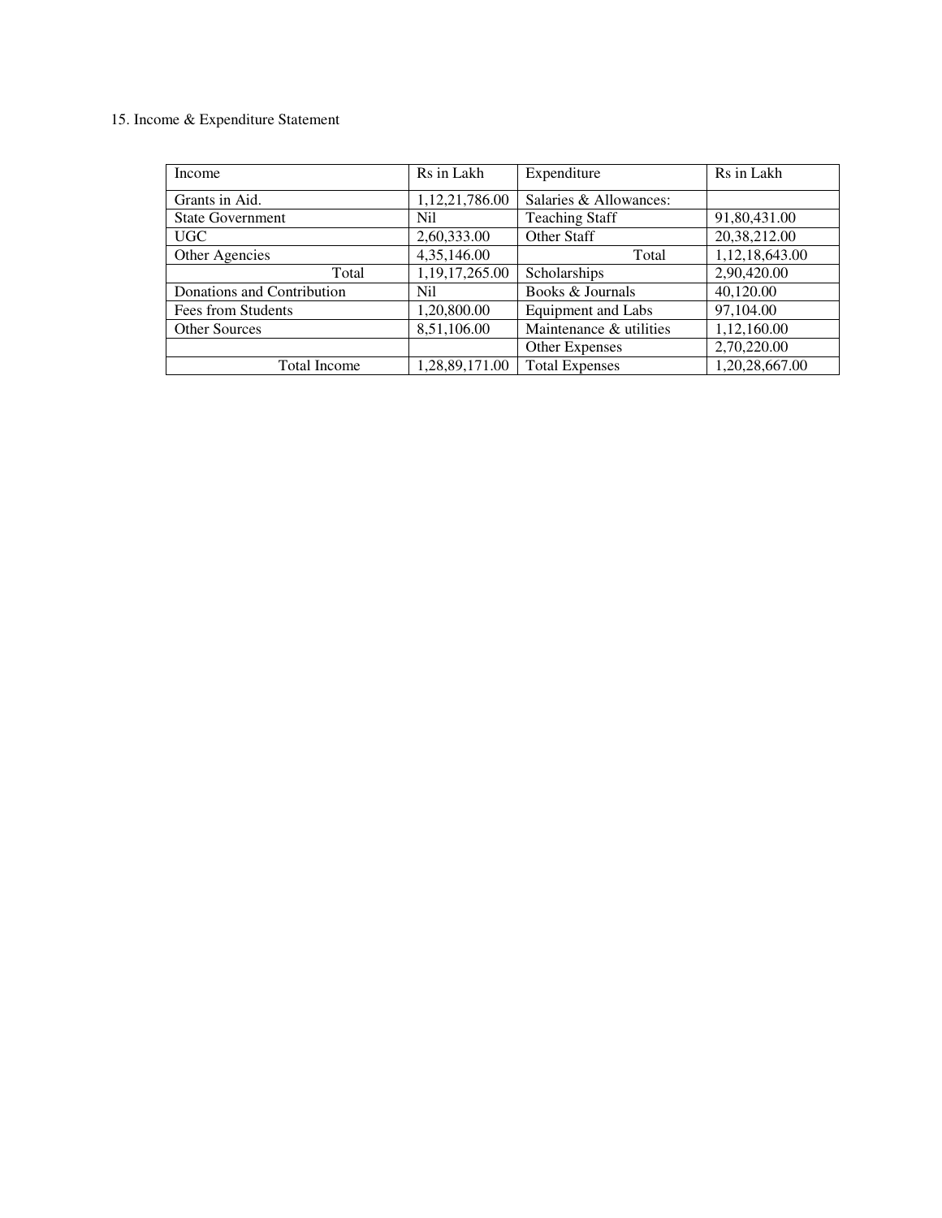15. Income & Expenditure Statement

| Income | Rs in Lakh | Expenditure | Rs in Lakh |
|---|---|---|---|
| Grants in Aid. | 1,12,21,786.00 | Salaries & Allowances: | |
| State Government | Nil | Teaching Staff | 91,80,431.00 |
| UGC | 2,60,333.00 | Other Staff | 20,38,212.00 |
| Other Agencies | 4,35,146.00 | Total | 1,12,18,643.00 |
| Total | 1,19,17,265.00 | Scholarships | 2,90,420.00 |
| Donations and Contribution | Nil | Books & Journals | 40,120.00 |
| Fees from Students | 1,20,800.00 | Equipment and Labs | 97,104.00 |
| Other Sources | 8,51,106.00 | Maintenance & utilities | 1,12,160.00 |
| | | Other Expenses | 2,70,220.00 |
| Total Income | 1,28,89,171.00 | Total Expenses | 1,20,28,667.00 |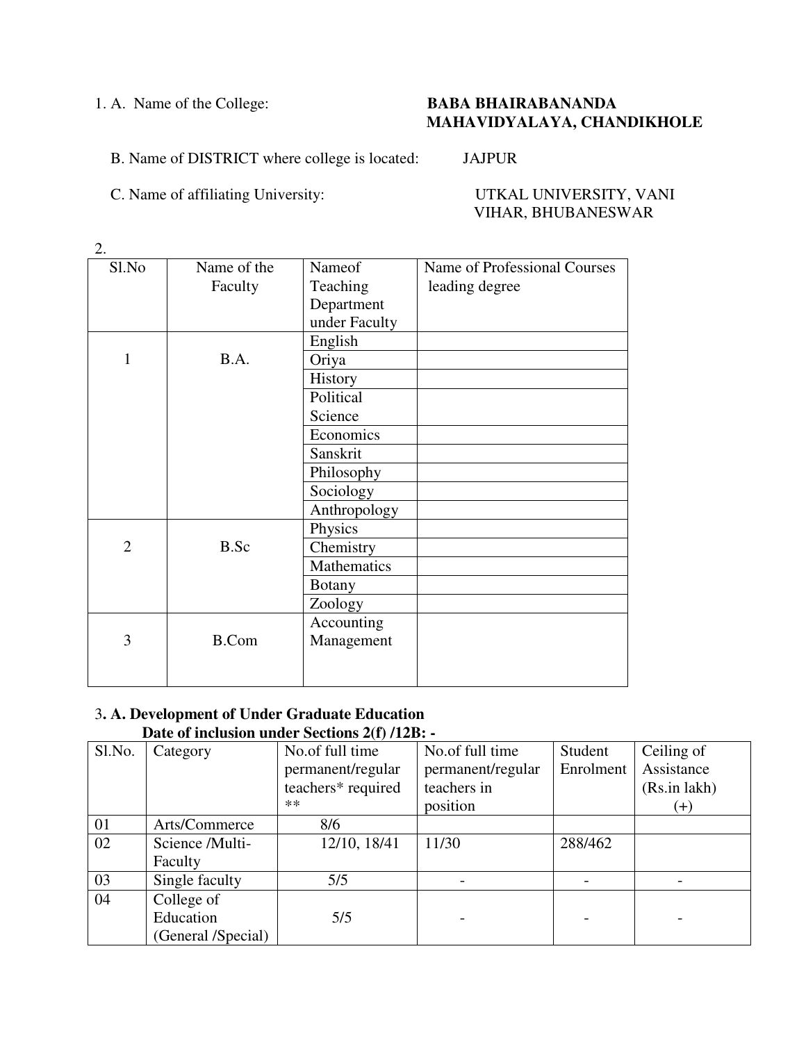1. A. Name of the College: **BABA BHAIRABANANDA MAHAVIDYALAYA, CHANDIKHOLE**

B. Name of DISTRICT where college is located: JAJPUR

C. Name of affiliating University: UTKAL UNIVERSITY, VANI VIHAR, BHUBANESWAR

2.

| Sl.No | Name of the Faculty | Nameof Teaching Department under Faculty | Name of Professional Courses leading degree |
|---|---|---|---|
| 1 | B.A. | English | |
| | | Oriya | |
| | | History | |
| | | Political Science | |
| | | Economics | |
| | | Sanskrit | |
| | | Philosophy | |
| | | Sociology | |
| | | Anthropology | |
| 2 | B.Sc | Physics | |
| | | Chemistry | |
| | | Mathematics | |
| | | Botany | |
| | | Zoology | |
| 3 | B.Com | Accounting Management | |

3**. A. Development of Under Graduate Education**

**Date of inclusion under Sections 2(f) /12B: -**

| Sl.No. | Category | No.of full time permanent/regular teachers* required ** | No.of full time permanent/regular teachers in position | Student Enrolment | Ceiling of Assistance (Rs.in lakh) (+) |
|---|---|---|---|---|---|
| 01 | Arts/Commerce | 8/6 | | | |
| 02 | Science /Multi-Faculty | 12/10, 18/41 | 11/30 | 288/462 | |
| 03 | Single faculty | 5/5 | - | - | - |
| 04 | College of Education (General /Special) | 5/5 | - | - | - |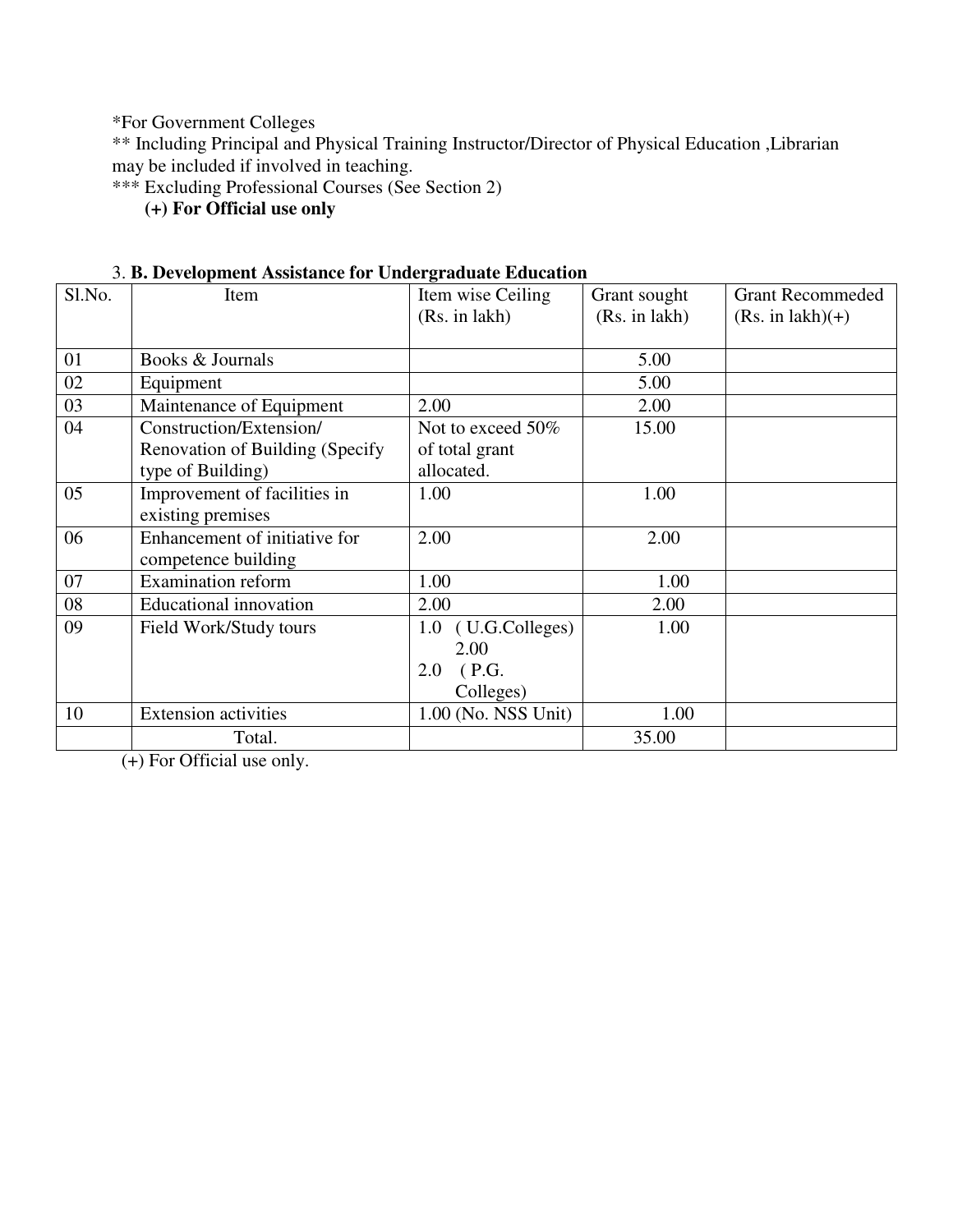*For Government Colleges

** Including Principal and Physical Training Instructor/Director of Physical Education ,Librarian may be included if involved in teaching.

*** Excluding Professional Courses (See Section 2)

**(+) For Official use only**

3. **B. Development Assistance for Undergraduate Education**

| Sl.No. | Item | Item wise Ceiling (Rs. in lakh) | Grant sought (Rs. in lakh) | Grant Recommeded (Rs. in lakh)(+) |
|---|---|---|---|---|
| 01 | Books & Journals | | 5.00 | |
| 02 | Equipment | | 5.00 | |
| 03 | Maintenance of Equipment | 2.00 | 2.00 | |
| 04 | Construction/Extension/ Renovation of Building (Specify type of Building) | Not to exceed 50% of total grant allocated. | 15.00 | |
| 05 | Improvement of facilities in existing premises | 1.00 | 1.00 | |
| 06 | Enhancement of initiative for competence building | 2.00 | 2.00 | |
| 07 | Examination reform | 1.00 | 1.00 | |
| 08 | Educational innovation | 2.00 | 2.00 | |
| 09 | Field Work/Study tours | 1.0 ( U.G.Colleges) 2.00 2.0 ( P.G. Colleges) | 1.00 | |
| 10 | Extension activities | 1.00 (No. NSS Unit) | 1.00 | |
| | Total. | | 35.00 | |

(+) For Official use only.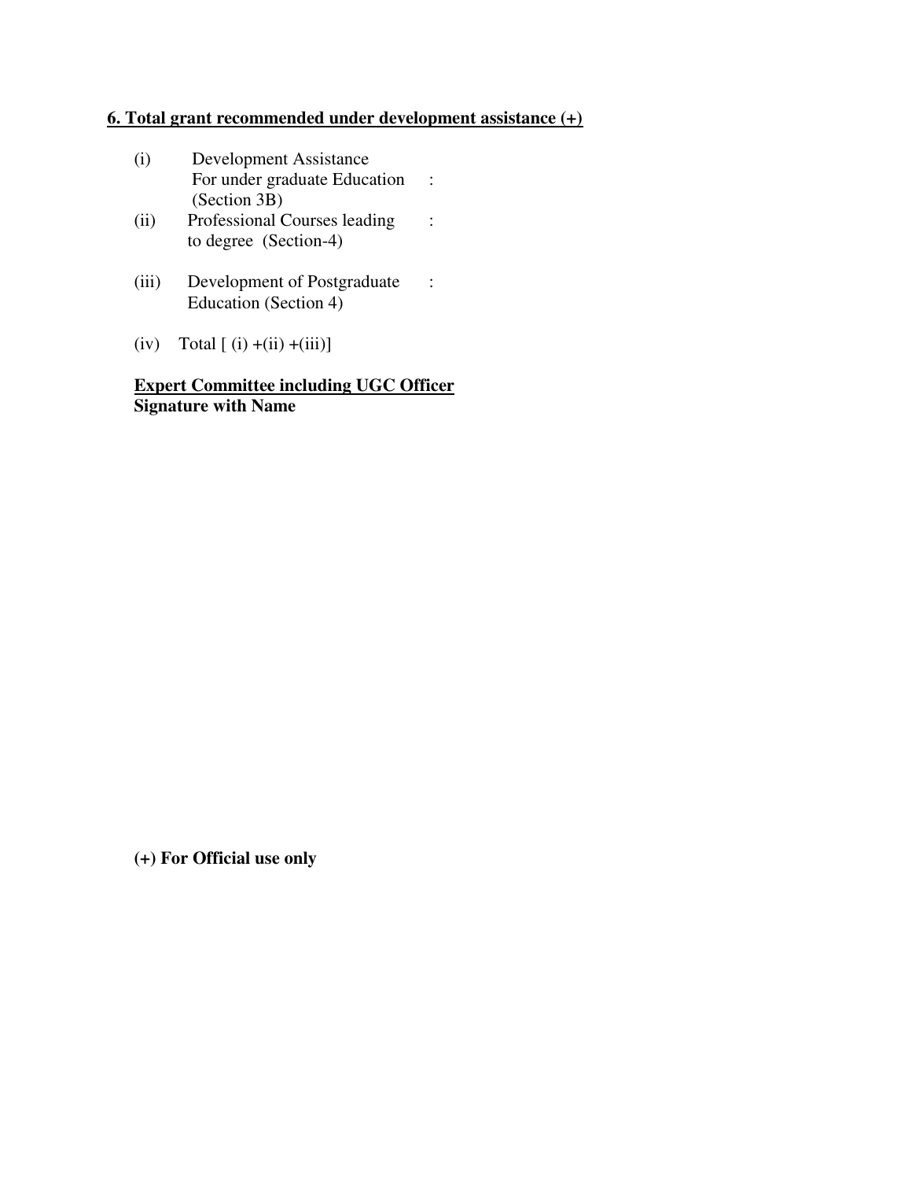**6. Total grant recommended under development assistance (+)**

(i) Development Assistance For under graduate Education (Section 3B) :

(ii) Professional Courses leading to degree (Section-4) :

(iii) Development of Postgraduate Education (Section 4) :

(iv) Total [ (i) +(ii) +(iii)]

**Expert Committee including UGC Officer**
**Signature with Name**

**(+) For Official use only**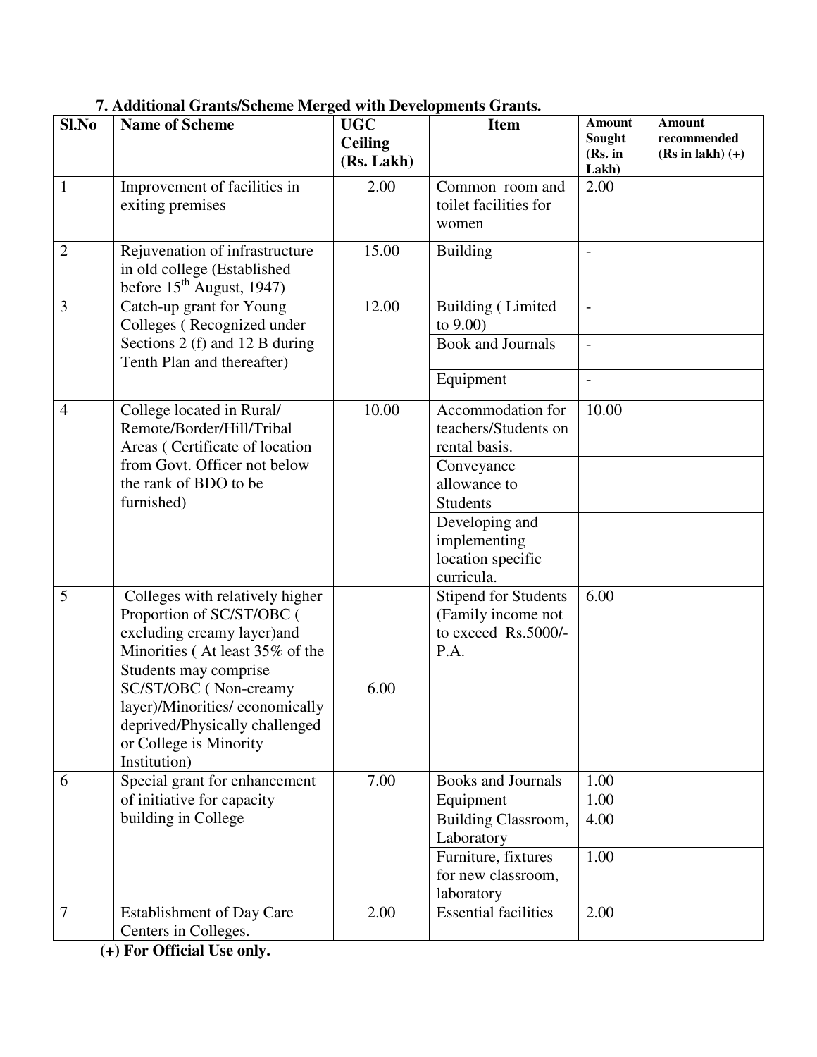## 7. Additional Grants/Scheme Merged with Developments Grants.

| Sl.No | Name of Scheme | UGC Ceiling (Rs. Lakh) | Item | Amount Sought (Rs. in Lakh) | Amount recommended (Rs in lakh) (+) |
|---|---|---|---|---|---|
| 1 | Improvement of facilities in exiting premises | 2.00 | Common room and toilet facilities for women | 2.00 | |
| 2 | Rejuvenation of infrastructure in old college (Established before 15th August, 1947) | 15.00 | Building | - | |
| 3 | Catch-up grant for Young Colleges ( Recognized under Sections 2 (f) and 12 B during Tenth Plan and thereafter) | 12.00 | Building ( Limited to 9.00) | - | |
| | | | Book and Journals | - | |
| | | | Equipment | - | |
| 4 | College located in Rural/ Remote/Border/Hill/Tribal Areas ( Certificate of location from Govt. Officer not below the rank of BDO to be furnished) | 10.00 | Accommodation for teachers/Students on rental basis. | 10.00 | |
| | | | Conveyance allowance to Students | | |
| | | | Developing and implementing location specific curricula. | | |
| 5 | Colleges with relatively higher Proportion of SC/ST/OBC ( excluding creamy layer)and Minorities ( At least 35% of the Students may comprise SC/ST/OBC ( Non-creamy layer)/Minorities/ economically deprived/Physically challenged or College is Minority Institution) | 6.00 | Stipend for Students (Family income not to exceed Rs.5000/- P.A. | 6.00 | |
| 6 | Special grant for enhancement of initiative for capacity building in College | 7.00 | Books and Journals | 1.00 | |
| | | | Equipment | 1.00 | |
| | | | Building Classroom, Laboratory | 4.00 | |
| | | | Furniture, fixtures for new classroom, laboratory | 1.00 | |
| 7 | Establishment of Day Care Centers in Colleges. | 2.00 | Essential facilities | 2.00 | |

**(+) For Official Use only.**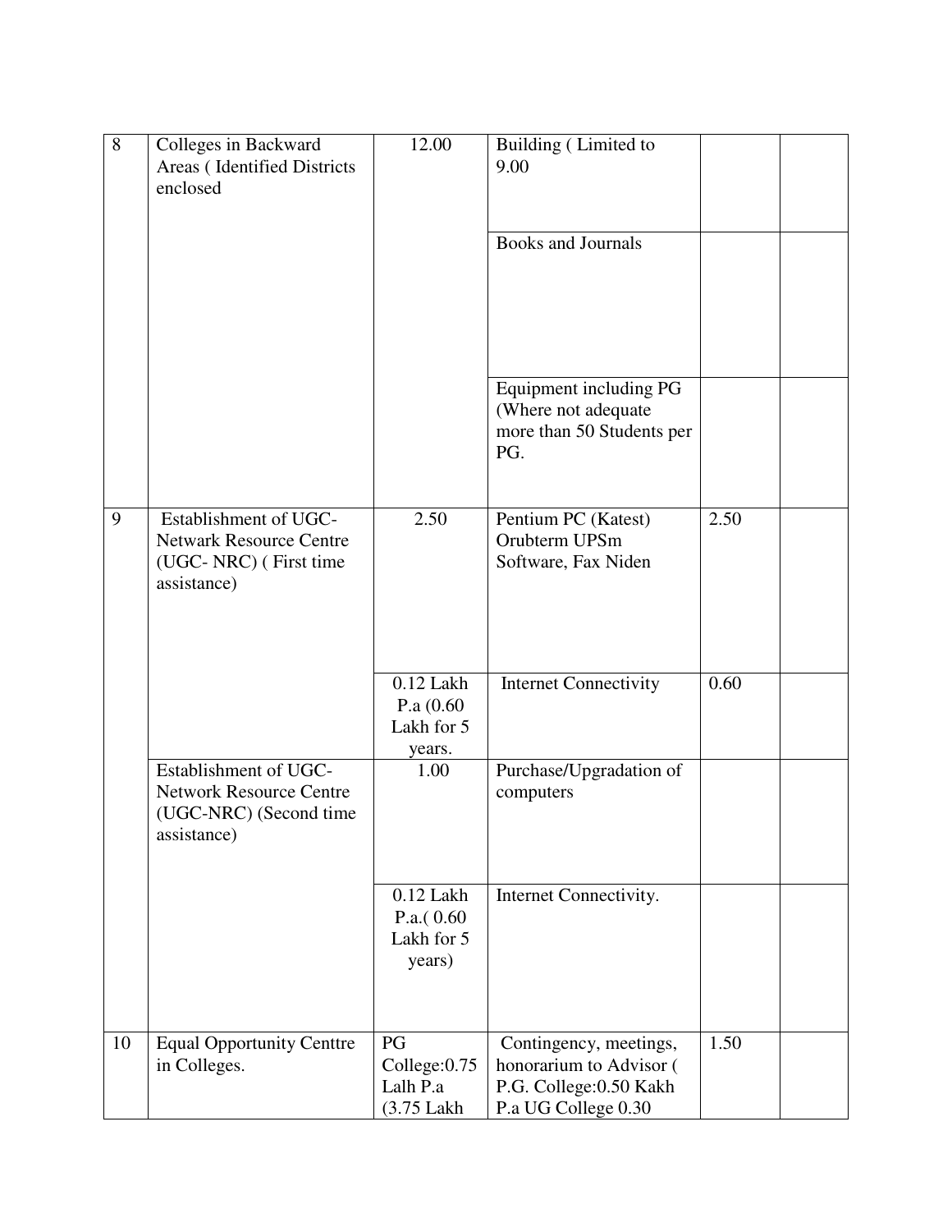| 8 | Colleges in Backward Areas ( Identified Districts enclosed | 12.00 | Building ( Limited to 9.00 | | |
|---|---|---|---|---|---|
| | | | Books and Journals | | |
| | | | Equipment including PG (Where not adequate more than 50 Students per PG. | | |
| 9 | Establishment of UGC-Netwark Resource Centre (UGC- NRC) ( First time assistance) | 2.50 | Pentium PC (Katest) Orubterm UPSm Software, Fax Niden | 2.50 | |
| | | 0.12 Lakh P.a (0.60 Lakh for 5 years. | Internet Connectivity | 0.60 | |
| | Establishment of UGC-Network Resource Centre (UGC-NRC) (Second time assistance) | 1.00 | Purchase/Upgradation of computers | | |
| | | 0.12 Lakh P.a.( 0.60 Lakh for 5 years) | Internet Connectivity. | | |
| 10 | Equal Opportunity Centtre in Colleges. | PG College:0.75 Lalh P.a (3.75 Lakh | Contingency, meetings, honorarium to Advisor ( P.G. College:0.50 Kakh P.a UG College 0.30 | 1.50 | |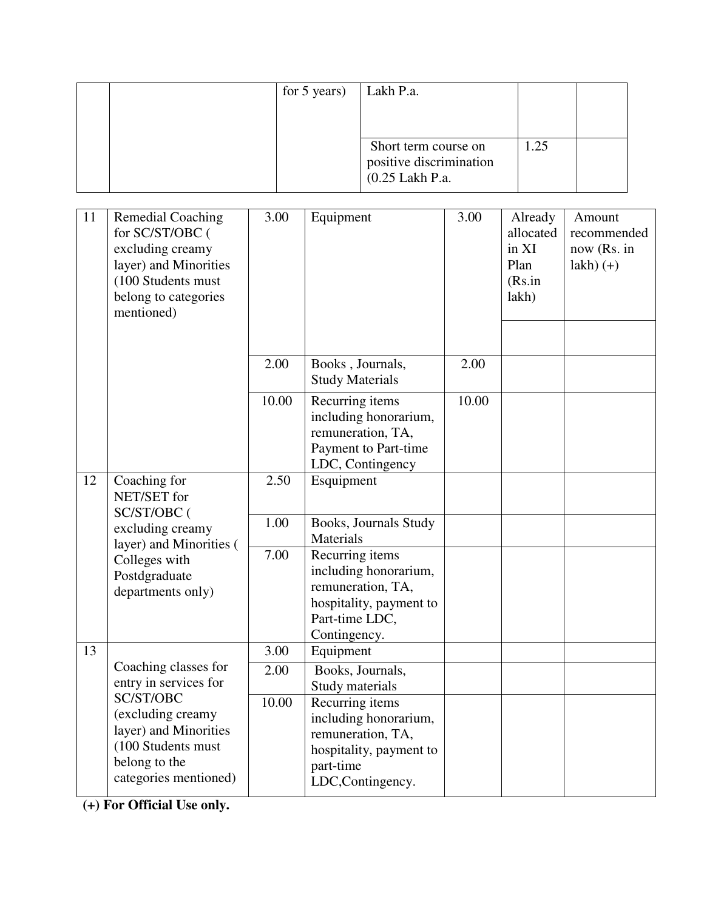|  |  | for 5 years) | Lakh P.a. |  |  |
|---|---|---|---|---|---|
|  |  |  | Short term course on positive discrimination (0.25 Lakh P.a. | 1.25 |  |

| 11 | Remedial Coaching for SC/ST/OBC ( excluding creamy layer) and Minorities (100 Students must belong to categories mentioned) | 3.00 | Equipment | 3.00 | Already allocated in XI Plan (Rs.in lakh) | Amount recommended now (Rs. in lakh) (+) |
|---|---|---|---|---|---|---|
|  |  | 2.00 | Books , Journals, Study Materials | 2.00 |  |  |
|  |  | 10.00 | Recurring items including honorarium, remuneration, TA, Payment to Part-time LDC, Contingency | 10.00 |  |  |
| 12 | Coaching for NET/SET for SC/ST/OBC ( excluding creamy layer) and Minorities ( Colleges with Postdgraduate departments only) | 2.50 | Esquipment |  |  |  |
|  |  | 1.00 | Books, Journals Study Materials |  |  |  |
|  |  | 7.00 | Recurring items including honorarium, remuneration, TA, hospitality, payment to Part-time LDC, Contingency. |  |  |  |
| 13 | Coaching classes for entry in services for SC/ST/OBC (excluding creamy layer) and Minorities (100 Students must belong to the categories mentioned) | 3.00 | Equipment |  |  |  |
|  |  | 2.00 | Books, Journals, Study materials |  |  |  |
|  |  | 10.00 | Recurring items including honorarium, remuneration, TA, hospitality, payment to part-time LDC,Contingency. |  |  |  |

**(+) For Official Use only.**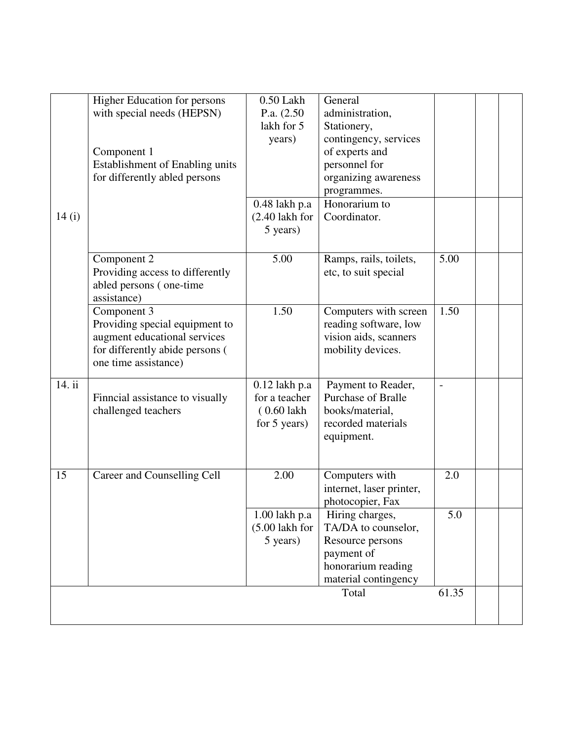| | | | | | | |
|---|---|---|---|---|---|---|
| 14 (i) | Higher Education for persons with special needs (HEPSN)<br><br>Component 1<br>Establishment of Enabling units for differently abled persons | 0.50 Lakh P.a. (2.50 lakh for 5 years) | General administration, Stationery, contingency, services of experts and personnel for organizing awareness programmes. | | | |
| | | 0.48 lakh p.a (2.40 lakh for 5 years) | Honorarium to Coordinator. | | | |
| | Component 2<br>Providing access to differently abled persons ( one-time assistance) | 5.00 | Ramps, rails, toilets, etc, to suit special | 5.00 | | |
| | Component 3<br>Providing special equipment to augment educational services for differently abide persons ( one time assistance) | 1.50 | Computers with screen reading software, low vision aids, scanners mobility devices. | 1.50 | | |
| 14. ii | Finncial assistance to visually challenged teachers | 0.12 lakh p.a for a teacher ( 0.60 lakh for 5 years) | Payment to Reader, Purchase of Bralle books/material, recorded materials equipment. | - | | |
| 15 | Career and Counselling Cell | 2.00 | Computers with internet, laser printer, photocopier, Fax | 2.0 | | |
| | | 1.00 lakh p.a (5.00 lakh for 5 years) | Hiring charges, TA/DA to counselor, Resource persons payment of honorarium reading material contingency | 5.0 | | |
| | | | Total | 61.35 | | |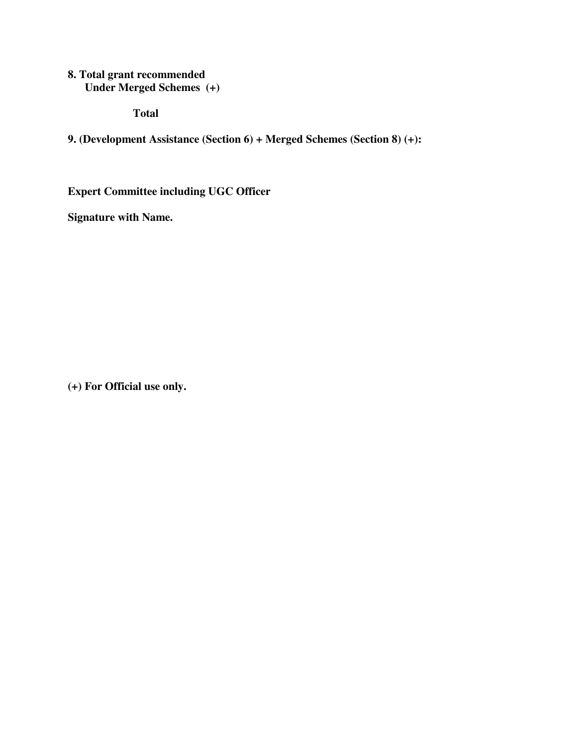**8. Total grant recommended**
**Under Merged Schemes (+)**

**Total**

**9. (Development Assistance (Section 6) + Merged Schemes (Section 8) (+):**

**Expert Committee including UGC Officer**

**Signature with Name.**

**(+) For Official use only.**